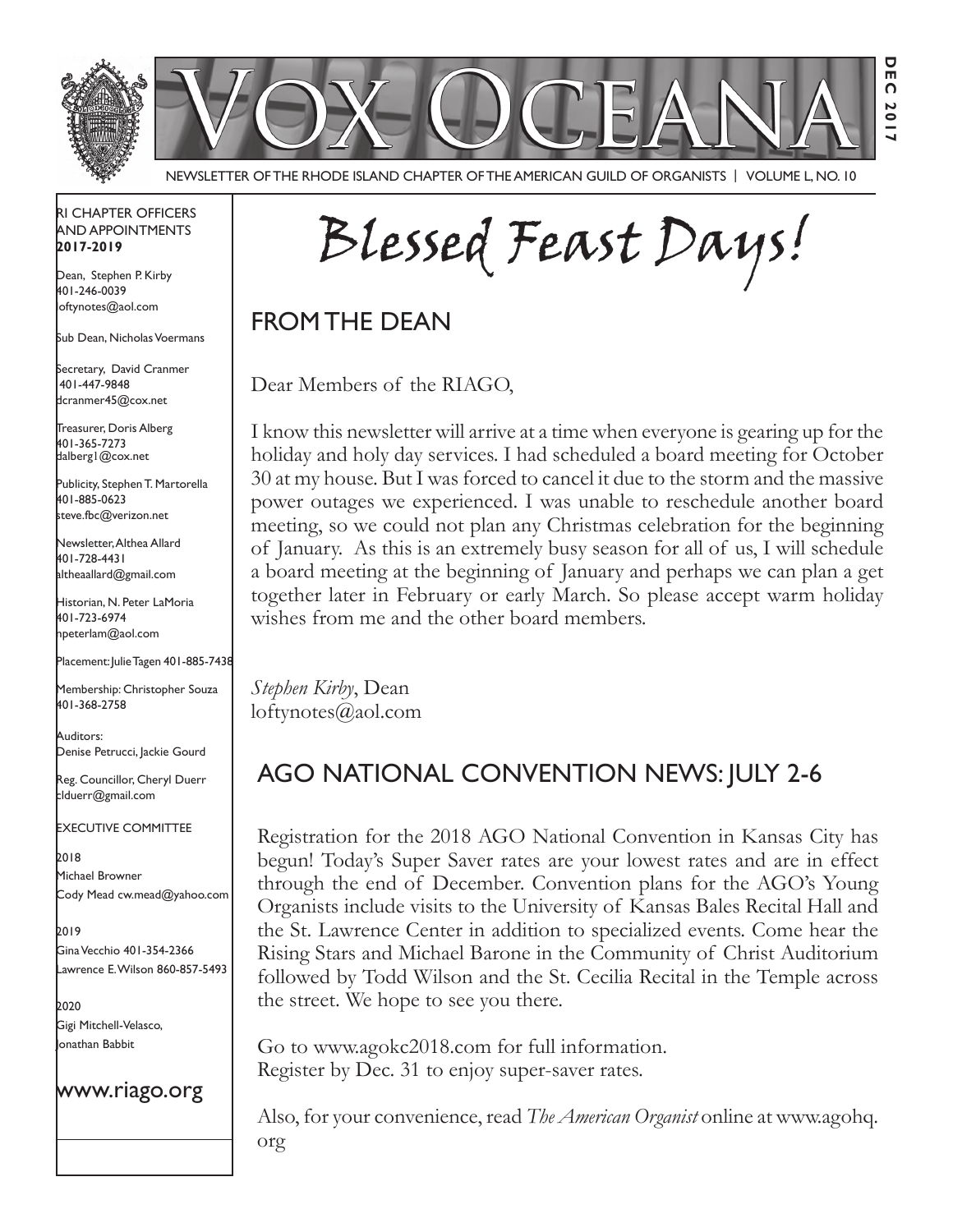# VOX OCEANA

NEWSLETTER OF THE RHODE ISLAND CHAPTER OF THE AMERICAN GUILD OF ORGANISTS | VOLUME L, NO. 10

DEC 2017

RI CHAPTER OFFICERS AND APPOINTMENTS
**2017-2019**

Dean, Stephen P. Kirby
401-246-0039
loftynotes@aol.com

Sub Dean, Nicholas Voermans

Secretary, David Cranmer
401-447-9848
dcranmer45@cox.net

Treasurer, Doris Alberg
401-365-7273
dalberg1@cox.net

Publicity, Stephen T. Martorella
401-885-0623
steve.fbc@verizon.net

Newsletter, Althea Allard
401-728-4431
altheaallard@gmail.com

Historian, N. Peter LaMoria
401-723-6974
npeterlam@aol.com

Placement: Julie Tagen 401-885-7438

Membership: Christopher Souza
401-368-2758

Auditors:
Denise Petrucci, Jackie Gourd

Reg. Councillor, Cheryl Duerr
clduerr@gmail.com

EXECUTIVE COMMITTEE

2018
Michael Browner
Cody Mead cw.mead@yahoo.com

2019
Gina Vecchio 401-354-2366
Lawrence E. Wilson 860-857-5493

2020
Gigi Mitchell-Velasco,
Jonathan Babbit

www.riago.org

# Blessed Feast Days!

## FROM THE DEAN

Dear Members of the RIAGO,

I know this newsletter will arrive at a time when everyone is gearing up for the holiday and holy day services. I had scheduled a board meeting for October 30 at my house. But I was forced to cancel it due to the storm and the massive power outages we experienced. I was unable to reschedule another board meeting, so we could not plan any Christmas celebration for the beginning of January. As this is an extremely busy season for all of us, I will schedule a board meeting at the beginning of January and perhaps we can plan a get together later in February or early March. So please accept warm holiday wishes from me and the other board members.

*Stephen Kirby*, Dean
loftynotes@aol.com

## AGO NATIONAL CONVENTION NEWS: JULY 2-6

Registration for the 2018 AGO National Convention in Kansas City has begun! Today's Super Saver rates are your lowest rates and are in effect through the end of December. Convention plans for the AGO's Young Organists include visits to the University of Kansas Bales Recital Hall and the St. Lawrence Center in addition to specialized events. Come hear the Rising Stars and Michael Barone in the Community of Christ Auditorium followed by Todd Wilson and the St. Cecilia Recital in the Temple across the street. We hope to see you there.

Go to www.agokc2018.com for full information.
Register by Dec. 31 to enjoy super-saver rates.

Also, for your convenience, read *The American Organist* online at www.agohq.org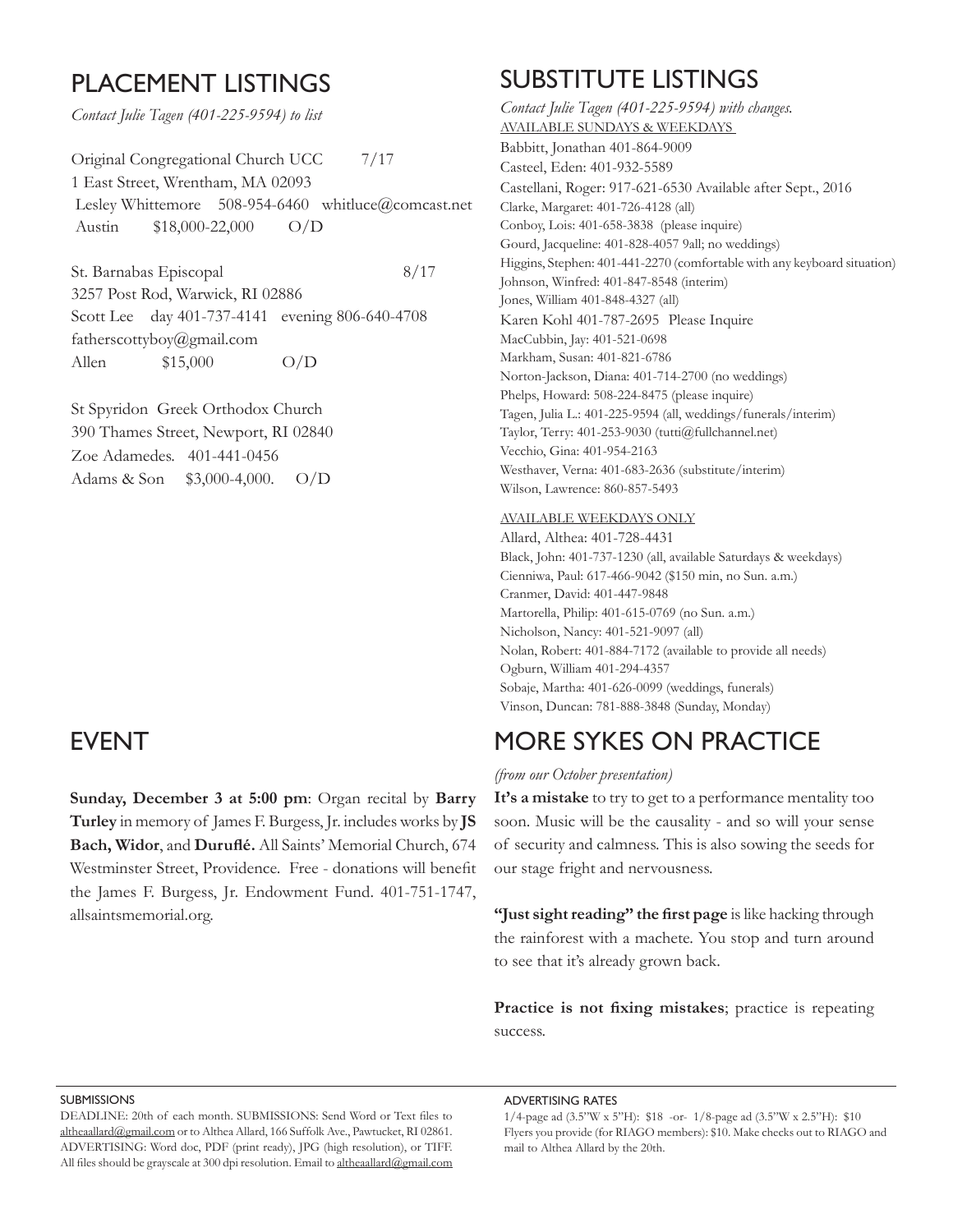## PLACEMENT LISTINGS

*Contact Julie Tagen (401-225-9594) to list*

Original Congregational Church UCC 7/17
1 East Street, Wrentham, MA 02093
Lesley Whittemore 508-954-6460 whitluce@comcast.net
Austin $18,000-22,000 O/D

St. Barnabas Episcopal 8/17
3257 Post Rod, Warwick, RI 02886
Scott Lee day 401-737-4141 evening 806-640-4708
fatherscottyboy@gmail.com
Allen $15,000 O/D

St Spyridon Greek Orthodox Church
390 Thames Street, Newport, RI 02840
Zoe Adamedes. 401-441-0456
Adams & Son $3,000-4,000. O/D

## SUBSTITUTE LISTINGS

*Contact Julie Tagen (401-225-9594) with changes.*

AVAILABLE SUNDAYS & WEEKDAYS

Babbitt, Jonathan 401-864-9009
Casteel, Eden: 401-932-5589
Castellani, Roger: 917-621-6530 Available after Sept., 2016
Clarke, Margaret: 401-726-4128 (all)
Conboy, Lois: 401-658-3838 (please inquire)
Gourd, Jacqueline: 401-828-4057 9all; no weddings)
Higgins, Stephen: 401-441-2270 (comfortable with any keyboard situation)
Johnson, Winfred: 401-847-8548 (interim)
Jones, William 401-848-4327 (all)
Karen Kohl 401-787-2695 Please Inquire
MacCubbin, Jay: 401-521-0698
Markham, Susan: 401-821-6786
Norton-Jackson, Diana: 401-714-2700 (no weddings)
Phelps, Howard: 508-224-8475 (please inquire)
Tagen, Julia L.: 401-225-9594 (all, weddings/funerals/interim)
Taylor, Terry: 401-253-9030 (tutti@fullchannel.net)
Vecchio, Gina: 401-954-2163
Westhaver, Verna: 401-683-2636 (substitute/interim)
Wilson, Lawrence: 860-857-5493

AVAILABLE WEEKDAYS ONLY

Allard, Althea: 401-728-4431
Black, John: 401-737-1230 (all, available Saturdays & weekdays)
Cienniwa, Paul: 617-466-9042 ($150 min, no Sun. a.m.)
Cranmer, David: 401-447-9848
Martorella, Philip: 401-615-0769 (no Sun. a.m.)
Nicholson, Nancy: 401-521-9097 (all)
Nolan, Robert: 401-884-7172 (available to provide all needs)
Ogburn, William 401-294-4357
Sobaje, Martha: 401-626-0099 (weddings, funerals)
Vinson, Duncan: 781-888-3848 (Sunday, Monday)

## EVENT

**Sunday, December 3 at 5:00 pm**: Organ recital by **Barry Turley** in memory of James F. Burgess, Jr. includes works by **JS Bach, Widor**, and **Duruflé.** All Saints' Memorial Church, 674 Westminster Street, Providence. Free - donations will benefit the James F. Burgess, Jr. Endowment Fund. 401-751-1747, allsaintsmemorial.org.

## MORE SYKES ON PRACTICE

*(from our October presentation)*

**It's a mistake** to try to get to a performance mentality too soon. Music will be the causality - and so will your sense of security and calmness. This is also sowing the seeds for our stage fright and nervousness.

**"Just sight reading" the first page** is like hacking through the rainforest with a machete. You stop and turn around to see that it's already grown back.

**Practice is not fixing mistakes**; practice is repeating success.

SUBMISSIONS

DEADLINE: 20th of each month. SUBMISSIONS: Send Word or Text files to altheaallard@gmail.com or to Althea Allard, 166 Suffolk Ave., Pawtucket, RI 02861. ADVERTISING: Word doc, PDF (print ready), JPG (high resolution), or TIFF. All files should be grayscale at 300 dpi resolution. Email to altheaallard@gmail.com

ADVERTISING RATES

1/4-page ad (3.5"W x 5"H): $18 -or- 1/8-page ad (3.5"W x 2.5"H): $10
Flyers you provide (for RIAGO members): $10. Make checks out to RIAGO and mail to Althea Allard by the 20th.